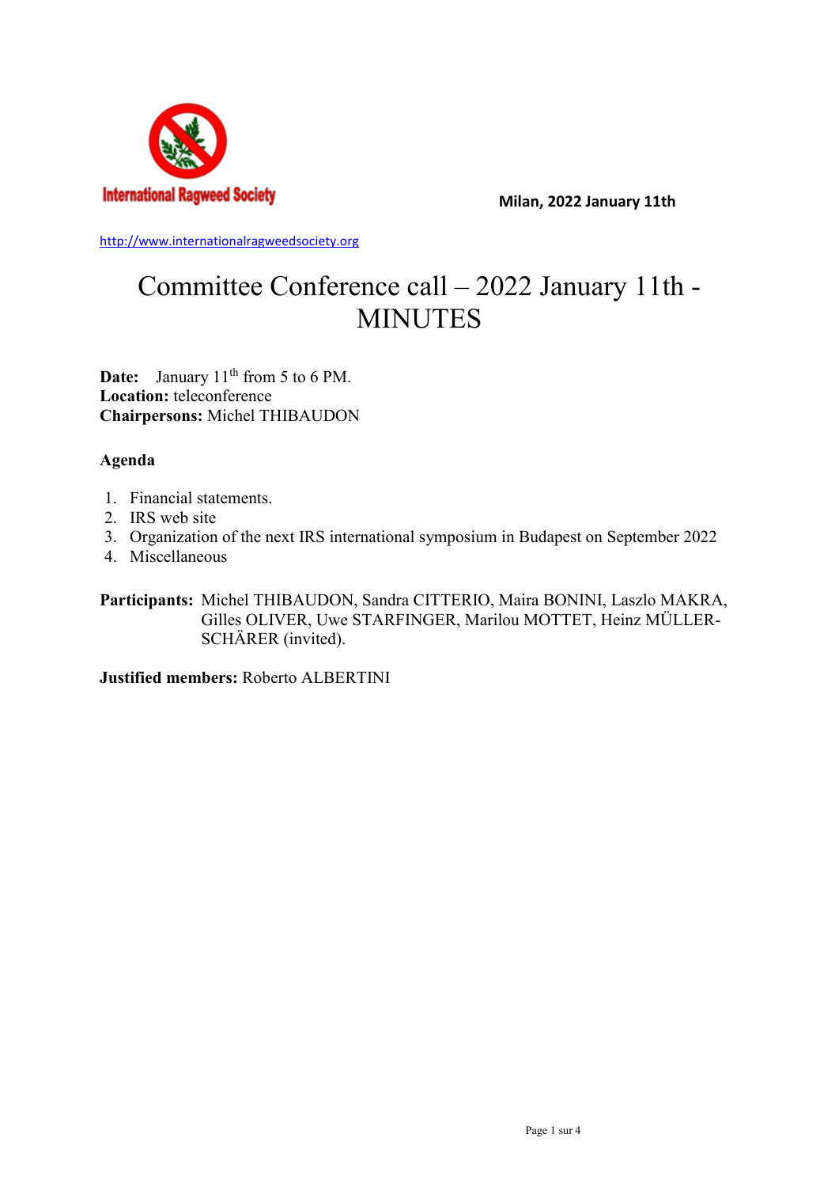International Ragweed Society

**Milan, 2022 January 11th**

http://www.internationalragweedsociety.org

# Committee Conference call – 2022 January 11th - MINUTES

**Date:** January 11th from 5 to 6 PM.
**Location:** teleconference
**Chairpersons:** Michel THIBAUDON

**Agenda**

1. Financial statements.
2. IRS web site
3. Organization of the next IRS international symposium in Budapest on September 2022
4. Miscellaneous

**Participants:** Michel THIBAUDON, Sandra CITTERIO, Maira BONINI, Laszlo MAKRA, Gilles OLIVER, Uwe STARFINGER, Marilou MOTTET, Heinz MÜLLER-SCHÄRER (invited).

**Justified members:** Roberto ALBERTINI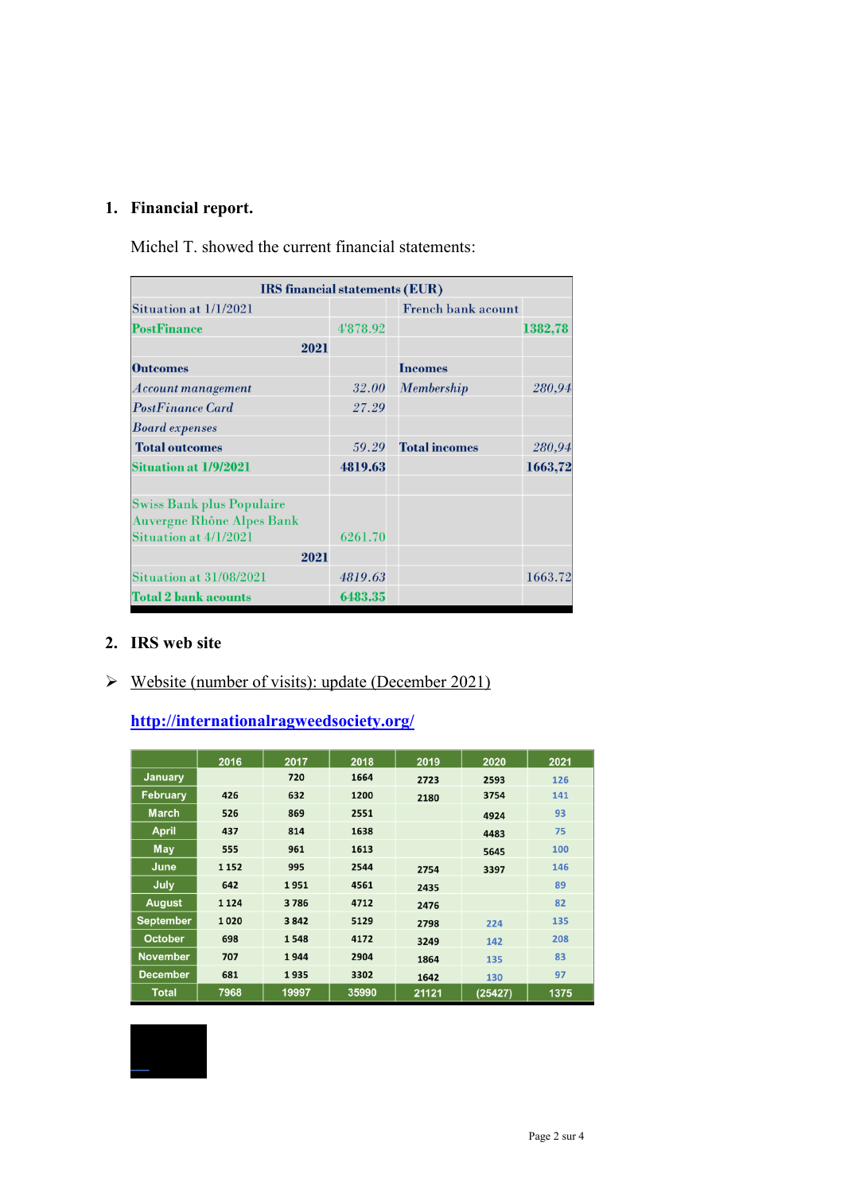1. **Financial report.**

   Michel T. showed the current financial statements:

| IRS financial statements (EUR) | | | |
|---|---|---|---|
| Situation at 1/1/2021 | | French bank acount | |
| PostFinance | 4'878.92 | | 1382,78 |
| 2021 | | | |
| **Outcomes** | | **Incomes** | |
| *Account management* | *32.00* | *Membership* | *280,94* |
| *PostFinance Card* | *27.29* | | |
| *Board expenses* | | | |
| **Total outcomes** | *59.29* | **Total incomes** | *280,94* |
| **Situation at 1/9/2021** | **4819.63** | | **1663,72** |
| | | | |
| Swiss Bank plus Populaire Auvergne Rhône Alpes Bank Situation at 4/1/2021 | 6261.70 | | |
| 2021 | | | |
| Situation at 31/08/2021 | *4819.63* | | 1663.72 |
| **Total 2 bank acounts** | **6483.35** | | |

2. **IRS web site**

➢ Website (number of visits): update (December 2021)

**http://internationalragweedsociety.org/**

| | 2016 | 2017 | 2018 | 2019 | 2020 | 2021 |
|---|---|---|---|---|---|---|
| January | | 720 | 1664 | 2723 | 2593 | 126 |
| February | 426 | 632 | 1200 | 2180 | 3754 | 141 |
| March | 526 | 869 | 2551 | | 4924 | 93 |
| April | 437 | 814 | 1638 | | 4483 | 75 |
| May | 555 | 961 | 1613 | | 5645 | 100 |
| June | 1 152 | 995 | 2544 | 2754 | 3397 | 146 |
| July | 642 | 1 951 | 4561 | 2435 | | 89 |
| August | 1 124 | 3 786 | 4712 | 2476 | | 82 |
| September | 1 020 | 3 842 | 5129 | 2798 | 224 | 135 |
| October | 698 | 1 548 | 4172 | 3249 | 142 | 208 |
| November | 707 | 1 944 | 2904 | 1864 | 135 | 83 |
| December | 681 | 1 935 | 3302 | 1642 | 130 | 97 |
| Total | 7968 | 19997 | 35990 | 21121 | (25427) | 1375 |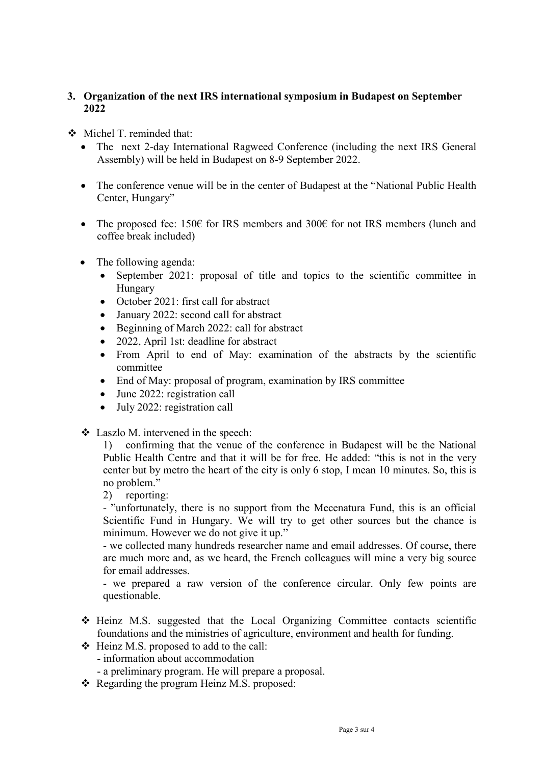### 3. Organization of the next IRS international symposium in Budapest on September 2022

- Michel T. reminded that:
  - The next 2-day International Ragweed Conference (including the next IRS General Assembly) will be held in Budapest on 8-9 September 2022.
  - The conference venue will be in the center of Budapest at the "National Public Health Center, Hungary"
  - The proposed fee: 150€ for IRS members and 300€ for not IRS members (lunch and coffee break included)
  - The following agenda:
    - September 2021: proposal of title and topics to the scientific committee in Hungary
    - October 2021: first call for abstract
    - January 2022: second call for abstract
    - Beginning of March 2022: call for abstract
    - 2022, April 1st: deadline for abstract
    - From April to end of May: examination of the abstracts by the scientific committee
    - End of May: proposal of program, examination by IRS committee
    - June 2022: registration call
    - July 2022: registration call

  - Laszlo M. intervened in the speech:

    1) confirming that the venue of the conference in Budapest will be the National Public Health Centre and that it will be for free. He added: "this is not in the very center but by metro the heart of the city is only 6 stop, I mean 10 minutes. So, this is no problem."

    2) reporting:

    - "unfortunately, there is no support from the Mecenatura Fund, this is an official Scientific Fund in Hungary. We will try to get other sources but the chance is minimum. However we do not give it up."
    - we collected many hundreds researcher name and email addresses. Of course, there are much more and, as we heard, the French colleagues will mine a very big source for email addresses.
    - we prepared a raw version of the conference circular. Only few points are questionable.

  - Heinz M.S. suggested that the Local Organizing Committee contacts scientific foundations and the ministries of agriculture, environment and health for funding.
  - Heinz M.S. proposed to add to the call:
    - information about accommodation
    - a preliminary program. He will prepare a proposal.
  - Regarding the program Heinz M.S. proposed: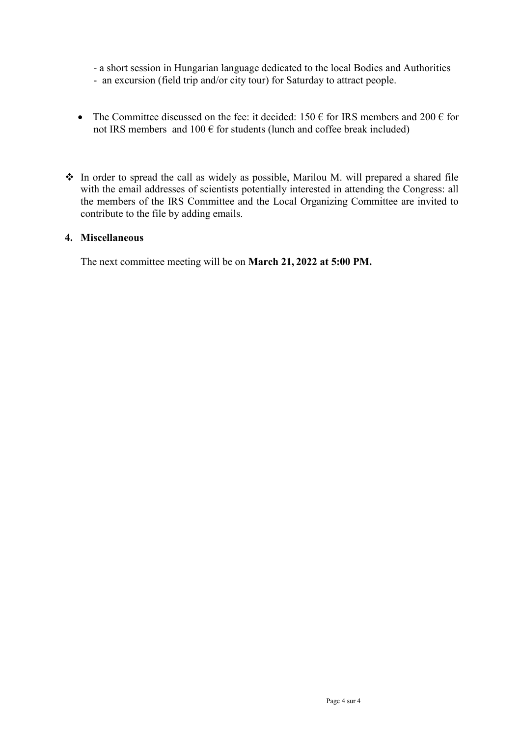- a short session in Hungarian language dedicated to the local Bodies and Authorities
- an excursion (field trip and/or city tour) for Saturday to attract people.

- The Committee discussed on the fee: it decided: 150 € for IRS members and 200 € for not IRS members and 100 € for students (lunch and coffee break included)

❖ In order to spread the call as widely as possible, Marilou M. will prepared a shared file with the email addresses of scientists potentially interested in attending the Congress: all the members of the IRS Committee and the Local Organizing Committee are invited to contribute to the file by adding emails.

**4. Miscellaneous**

The next committee meeting will be on **March 21, 2022 at 5:00 PM.**